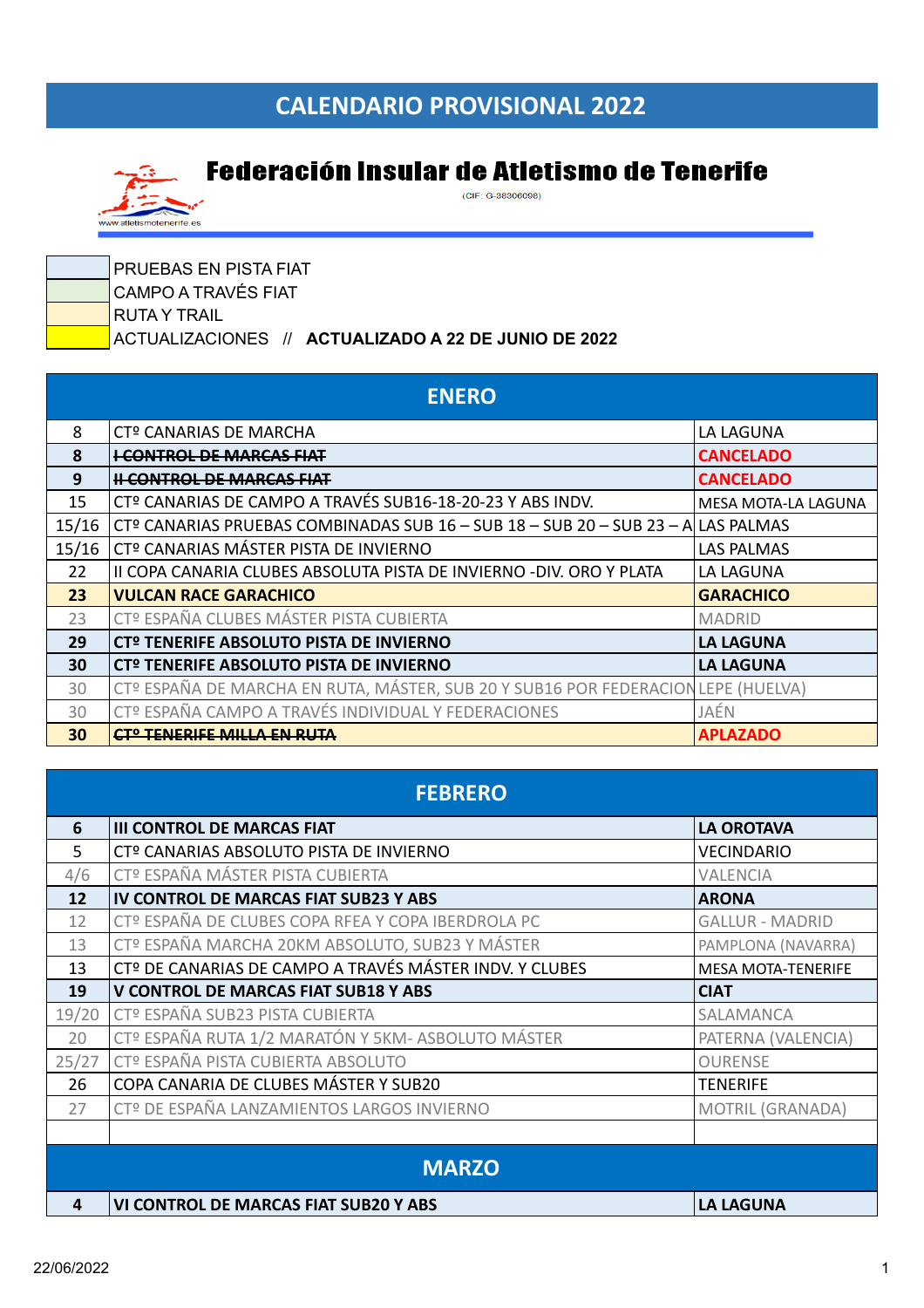# CALENDARIO PROVISIONAL 2022

## Federación Insular de Atletismo de Tenerife

(CIF: G-38306098)

www.atletismotenerife.es

- PRUEBAS EN PISTA FIAT
- CAMPO A TRAVÉS FIAT
- RUTA Y TRAIL
- ACTUALIZACIONES // **ACTUALIZADO A 22 DE JUNIO DE 2022**

| ENERO | | |
|---|---|---|
| 8 | CTº CANARIAS DE MARCHA | LA LAGUNA |
| **8** | ~~**I CONTROL DE MARCAS FIAT**~~ | **CANCELADO** |
| **9** | ~~**II CONTROL DE MARCAS FIAT**~~ | **CANCELADO** |
| 15 | CTº CANARIAS DE CAMPO A TRAVÉS SUB16-18-20-23 Y ABS INDV. | MESA MOTA-LA LAGUNA |
| 15/16 | CTº CANARIAS PRUEBAS COMBINADAS SUB 16 – SUB 18 – SUB 20 – SUB 23 – A | LAS PALMAS |
| 15/16 | CTº CANARIAS MÁSTER PISTA DE INVIERNO | LAS PALMAS |
| 22 | II COPA CANARIA CLUBES ABSOLUTA PISTA DE INVIERNO -DIV. ORO Y PLATA | LA LAGUNA |
| **23** | **VULCAN RACE GARACHICO** | **GARACHICO** |
| 23 | CTº ESPAÑA CLUBES MÁSTER PISTA CUBIERTA | MADRID |
| **29** | **CTº TENERIFE ABSOLUTO PISTA DE INVIERNO** | **LA LAGUNA** |
| **30** | **CTº TENERIFE ABSOLUTO PISTA DE INVIERNO** | **LA LAGUNA** |
| 30 | CTº ESPAÑA DE MARCHA EN RUTA, MÁSTER, SUB 20 Y SUB16 POR FEDERACION | LEPE (HUELVA) |
| 30 | CTº ESPAÑA CAMPO A TRAVÉS INDIVIDUAL Y FEDERACIONES | JAÉN |
| **30** | ~~**CTº TENERIFE MILLA EN RUTA**~~ | **APLAZADO** |

| FEBRERO | | |
|---|---|---|
| **6** | **III CONTROL DE MARCAS FIAT** | **LA OROTAVA** |
| 5 | CTº CANARIAS ABSOLUTO PISTA DE INVIERNO | VECINDARIO |
| 4/6 | CTº ESPAÑA MÁSTER PISTA CUBIERTA | VALENCIA |
| **12** | **IV CONTROL DE MARCAS FIAT SUB23 Y ABS** | **ARONA** |
| 12 | CTº ESPAÑA DE CLUBES COPA RFEA Y COPA IBERDROLA PC | GALLUR - MADRID |
| 13 | CTº ESPAÑA MARCHA 20KM ABSOLUTO, SUB23 Y MÁSTER | PAMPLONA (NAVARRA) |
| 13 | CTº DE CANARIAS DE CAMPO A TRAVÉS MÁSTER INDV. Y CLUBES | MESA MOTA-TENERIFE |
| **19** | **V CONTROL DE MARCAS FIAT SUB18 Y ABS** | **CIAT** |
| 19/20 | CTº ESPAÑA SUB23 PISTA CUBIERTA | SALAMANCA |
| 20 | CTº ESPAÑA RUTA 1/2 MARATÓN Y 5KM- ASBOLUTO MÁSTER | PATERNA (VALENCIA) |
| 25/27 | CTº ESPAÑA PISTA CUBIERTA ABSOLUTO | OURENSE |
| 26 | COPA CANARIA DE CLUBES MÁSTER Y SUB20 | TENERIFE |
| 27 | CTº DE ESPAÑA LANZAMIENTOS LARGOS INVIERNO | MOTRIL (GRANADA) |
| | | |

| MARZO | | |
|---|---|---|
| **4** | **VI CONTROL DE MARCAS FIAT SUB20 Y ABS** | **LA LAGUNA** |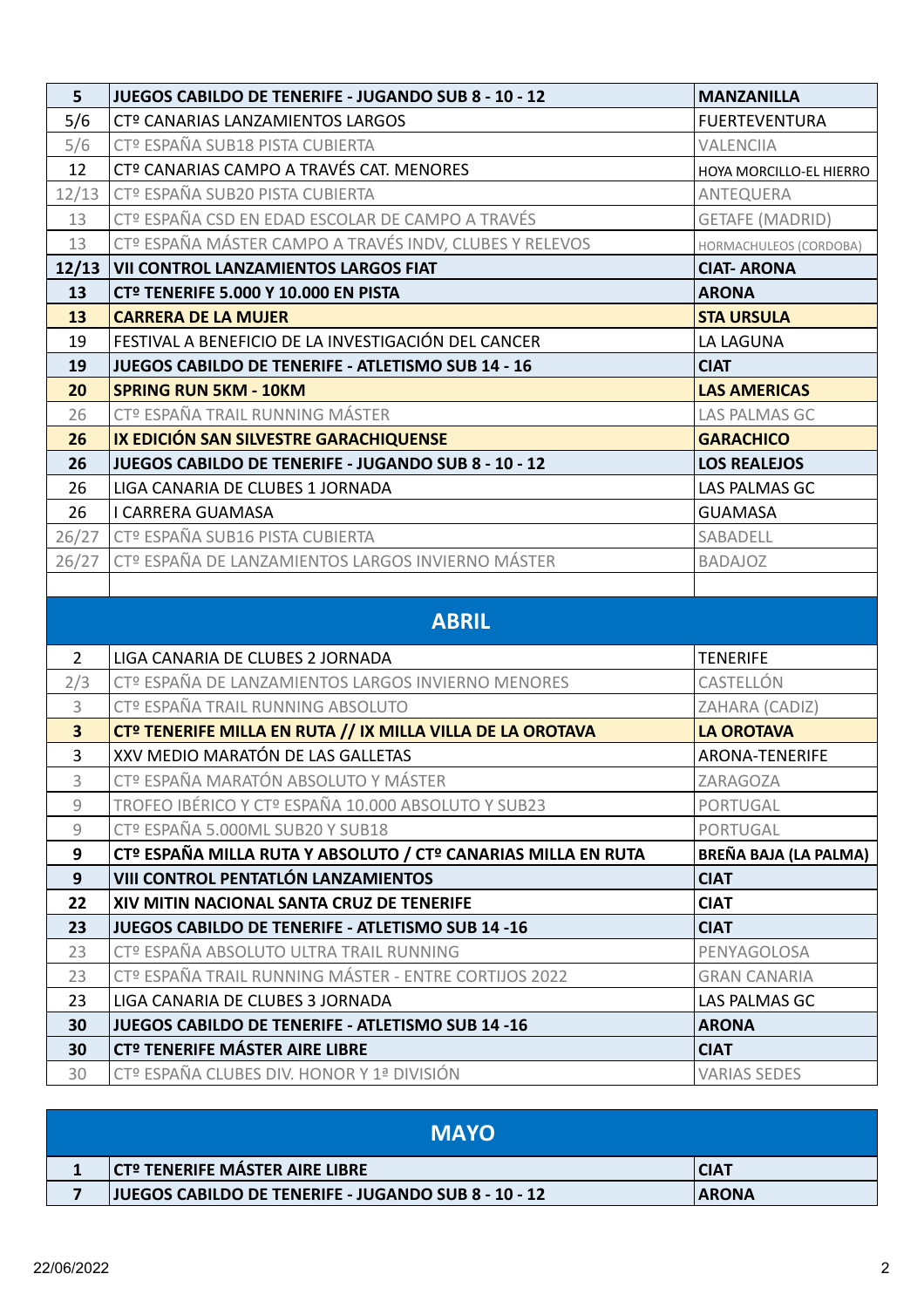| | | |
|---|---|---|
| **5** | **JUEGOS CABILDO DE TENERIFE - JUGANDO SUB 8 - 10 - 12** | **MANZANILLA** |
| 5/6 | CTº CANARIAS LANZAMIENTOS LARGOS | FUERTEVENTURA |
| 5/6 | CTº ESPAÑA SUB18 PISTA CUBIERTA | VALENCIIA |
| 12 | CTº CANARIAS CAMPO A TRAVÉS CAT. MENORES | HOYA MORCILLO-EL HIERRO |
| 12/13 | CTº ESPAÑA SUB20 PISTA CUBIERTA | ANTEQUERA |
| 13 | CTº ESPAÑA CSD EN EDAD ESCOLAR DE CAMPO A TRAVÉS | GETAFE (MADRID) |
| 13 | CTº ESPAÑA MÁSTER CAMPO A TRAVÉS INDV, CLUBES Y RELEVOS | HORMACHULEOS (CORDOBA) |
| **12/13** | **VII CONTROL LANZAMIENTOS LARGOS FIAT** | **CIAT- ARONA** |
| **13** | **CTº TENERIFE 5.000 Y 10.000 EN PISTA** | **ARONA** |
| **13** | **CARRERA DE LA MUJER** | **STA URSULA** |
| 19 | FESTIVAL A BENEFICIO DE LA INVESTIGACIÓN DEL CANCER | LA LAGUNA |
| **19** | **JUEGOS CABILDO DE TENERIFE - ATLETISMO SUB 14 - 16** | **CIAT** |
| **20** | **SPRING RUN 5KM - 10KM** | **LAS AMERICAS** |
| 26 | CTº ESPAÑA TRAIL RUNNING MÁSTER | LAS PALMAS GC |
| **26** | **IX EDICIÓN SAN SILVESTRE GARACHIQUENSE** | **GARACHICO** |
| **26** | **JUEGOS CABILDO DE TENERIFE - JUGANDO SUB 8 - 10 - 12** | **LOS REALEJOS** |
| 26 | LIGA CANARIA DE CLUBES 1 JORNADA | LAS PALMAS GC |
| 26 | I CARRERA GUAMASA | GUAMASA |
| 26/27 | CTº ESPAÑA SUB16 PISTA CUBIERTA | SABADELL |
| 26/27 | CTº ESPAÑA DE LANZAMIENTOS LARGOS INVIERNO MÁSTER | BADAJOZ |

## ABRIL

| | | |
|---|---|---|
| 2 | LIGA CANARIA DE CLUBES 2 JORNADA | TENERIFE |
| 2/3 | CTº ESPAÑA DE LANZAMIENTOS LARGOS INVIERNO MENORES | CASTELLÓN |
| 3 | CTº ESPAÑA TRAIL RUNNING ABSOLUTO | ZAHARA (CADIZ) |
| **3** | **CTº TENERIFE MILLA EN RUTA // IX MILLA VILLA DE LA OROTAVA** | **LA OROTAVA** |
| 3 | XXV MEDIO MARATÓN DE LAS GALLETAS | ARONA-TENERIFE |
| 3 | CTº ESPAÑA MARATÓN ABSOLUTO Y MÁSTER | ZARAGOZA |
| 9 | TROFEO IBÉRICO Y CTº ESPAÑA 10.000 ABSOLUTO Y SUB23 | PORTUGAL |
| 9 | CTº ESPAÑA 5.000ML SUB20 Y SUB18 | PORTUGAL |
| **9** | **CTº ESPAÑA MILLA RUTA Y ABSOLUTO / CTº CANARIAS MILLA EN RUTA** | **BREÑA BAJA (LA PALMA)** |
| **9** | **VIII CONTROL PENTATLÓN LANZAMIENTOS** | **CIAT** |
| **22** | **XIV MITIN NACIONAL SANTA CRUZ DE TENERIFE** | **CIAT** |
| **23** | **JUEGOS CABILDO DE TENERIFE - ATLETISMO SUB 14 -16** | **CIAT** |
| 23 | CTº ESPAÑA ABSOLUTO ULTRA TRAIL RUNNING | PENYAGOLOSA |
| 23 | CTº ESPAÑA TRAIL RUNNING MÁSTER - ENTRE CORTIJOS 2022 | GRAN CANARIA |
| 23 | LIGA CANARIA DE CLUBES 3 JORNADA | LAS PALMAS GC |
| **30** | **JUEGOS CABILDO DE TENERIFE - ATLETISMO SUB 14 -16** | **ARONA** |
| **30** | **CTº TENERIFE MÁSTER AIRE LIBRE** | **CIAT** |
| 30 | CTº ESPAÑA CLUBES DIV. HONOR Y 1ª DIVISIÓN | VARIAS SEDES |

## MAYO

| | | |
|---|---|---|
| **1** | **CTº TENERIFE MÁSTER AIRE LIBRE** | **CIAT** |
| **7** | **JUEGOS CABILDO DE TENERIFE - JUGANDO SUB 8 - 10 - 12** | **ARONA** |

22/06/2022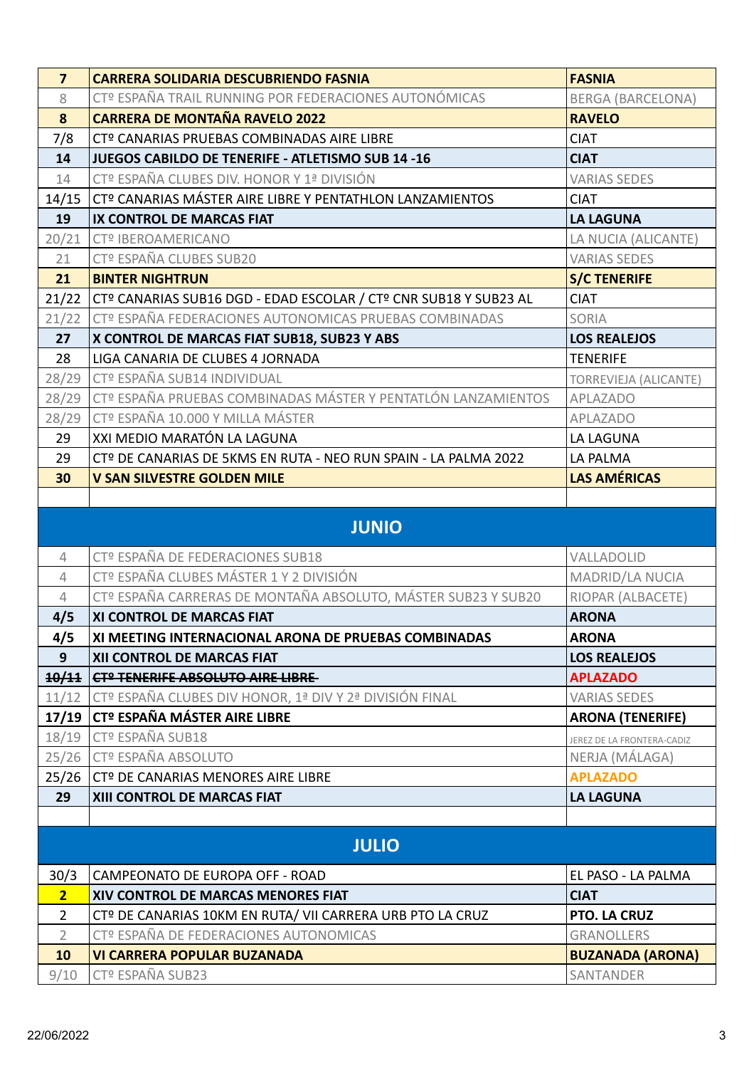| | | |
|---|---|---|
| **7** | **CARRERA SOLIDARIA DESCUBRIENDO FASNIA** | **FASNIA** |
| 8 | CTº ESPAÑA TRAIL RUNNING POR FEDERACIONES AUTONÓMICAS | BERGA (BARCELONA) |
| **8** | **CARRERA DE MONTAÑA RAVELO 2022** | **RAVELO** |
| 7/8 | CTº CANARIAS PRUEBAS COMBINADAS AIRE LIBRE | CIAT |
| **14** | **JUEGOS CABILDO DE TENERIFE - ATLETISMO SUB 14 -16** | **CIAT** |
| 14 | CTº ESPAÑA CLUBES DIV. HONOR Y 1ª DIVISIÓN | VARIAS SEDES |
| 14/15 | CTº CANARIAS MÁSTER AIRE LIBRE Y PENTATHLON LANZAMIENTOS | CIAT |
| **19** | **IX CONTROL DE MARCAS FIAT** | **LA LAGUNA** |
| 20/21 | CTº IBEROAMERICANO | LA NUCIA (ALICANTE) |
| 21 | CTº ESPAÑA CLUBES SUB20 | VARIAS SEDES |
| **21** | **BINTER NIGHTRUN** | **S/C TENERIFE** |
| 21/22 | CTº CANARIAS SUB16 DGD - EDAD ESCOLAR / CTº CNR SUB18 Y SUB23 AL | CIAT |
| 21/22 | CTº ESPAÑA FEDERACIONES AUTONOMICAS PRUEBAS COMBINADAS | SORIA |
| **27** | **X CONTROL DE MARCAS FIAT SUB18, SUB23 Y ABS** | **LOS REALEJOS** |
| 28 | LIGA CANARIA DE CLUBES 4 JORNADA | TENERIFE |
| 28/29 | CTº ESPAÑA SUB14 INDIVIDUAL | TORREVIEJA (ALICANTE) |
| 28/29 | CTº ESPAÑA PRUEBAS COMBINADAS MÁSTER Y PENTATLÓN LANZAMIENTOS | APLAZADO |
| 28/29 | CTº ESPAÑA 10.000 Y MILLA MÁSTER | APLAZADO |
| 29 | XXI MEDIO MARATÓN LA LAGUNA | LA LAGUNA |
| 29 | CTº DE CANARIAS DE 5KMS EN RUTA - NEO RUN SPAIN - LA PALMA 2022 | LA PALMA |
| **30** | **V SAN SILVESTRE GOLDEN MILE** | **LAS AMÉRICAS** |
| | | |
| | **JUNIO** | |
| 4 | CTº ESPAÑA DE FEDERACIONES SUB18 | VALLADOLID |
| 4 | CTº ESPAÑA CLUBES MÁSTER 1 Y 2 DIVISIÓN | MADRID/LA NUCIA |
| 4 | CTº ESPAÑA CARRERAS DE MONTAÑA ABSOLUTO, MÁSTER SUB23 Y SUB20 | RIOPAR (ALBACETE) |
| **4/5** | **XI CONTROL DE MARCAS FIAT** | **ARONA** |
| **4/5** | **XI MEETING INTERNACIONAL ARONA DE PRUEBAS COMBINADAS** | **ARONA** |
| **9** | **XII CONTROL DE MARCAS FIAT** | **LOS REALEJOS** |
| ~~**10/11**~~ | ~~**CTº TENERIFE ABSOLUTO AIRE LIBRE**~~ | **APLAZADO** |
| 11/12 | CTº ESPAÑA CLUBES DIV HONOR, 1ª DIV Y 2ª DIVISIÓN FINAL | VARIAS SEDES |
| **17/19** | **CTº ESPAÑA MÁSTER AIRE LIBRE** | **ARONA (TENERIFE)** |
| 18/19 | CTº ESPAÑA SUB18 | JEREZ DE LA FRONTERA-CADIZ |
| 25/26 | CTº ESPAÑA ABSOLUTO | NERJA (MÁLAGA) |
| 25/26 | CTº DE CANARIAS MENORES AIRE LIBRE | **APLAZADO** |
| **29** | **XIII CONTROL DE MARCAS FIAT** | **LA LAGUNA** |
| | | |
| | **JULIO** | |
| 30/3 | CAMPEONATO DE EUROPA OFF - ROAD | EL PASO - LA PALMA |
| **2** | **XIV CONTROL DE MARCAS MENORES FIAT** | **CIAT** |
| 2 | CTº DE CANARIAS 10KM EN RUTA/ VII CARRERA URB PTO LA CRUZ | **PTO. LA CRUZ** |
| 2 | CTº ESPAÑA DE FEDERACIONES AUTONOMICAS | GRANOLLERS |
| **10** | **VI CARRERA POPULAR BUZANADA** | **BUZANADA (ARONA)** |
| 9/10 | CTº ESPAÑA SUB23 | SANTANDER |

22/06/2022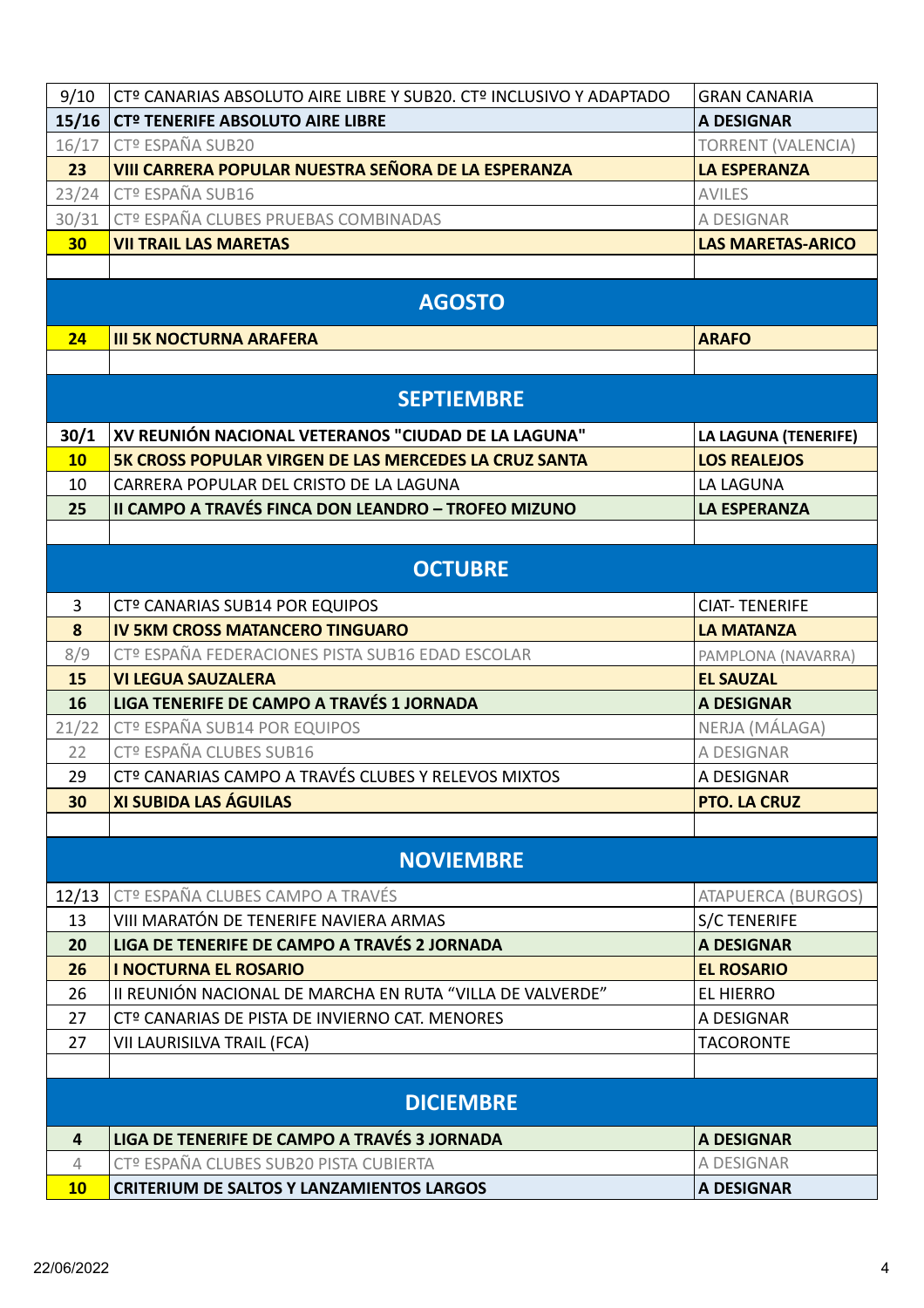| | | |
|---|---|---|
| 9/10 | CTº CANARIAS ABSOLUTO AIRE LIBRE Y SUB20. CTº INCLUSIVO Y ADAPTADO | GRAN CANARIA |
| **15/16** | **CTº TENERIFE ABSOLUTO AIRE LIBRE** | **A DESIGNAR** |
| 16/17 | CTº ESPAÑA SUB20 | TORRENT (VALENCIA) |
| **23** | **VIII CARRERA POPULAR NUESTRA SEÑORA DE LA ESPERANZA** | **LA ESPERANZA** |
| 23/24 | CTº ESPAÑA SUB16 | AVILES |
| 30/31 | CTº ESPAÑA CLUBES PRUEBAS COMBINADAS | A DESIGNAR |
| **30** | **VII TRAIL LAS MARETAS** | **LAS MARETAS-ARICO** |
| | | |
| | **AGOSTO** | |
| **24** | **III 5K NOCTURNA ARAFERA** | **ARAFO** |
| | | |
| | **SEPTIEMBRE** | |
| **30/1** | **XV REUNIÓN NACIONAL VETERANOS "CIUDAD DE LA LAGUNA"** | **LA LAGUNA (TENERIFE)** |
| **10** | **5K CROSS POPULAR VIRGEN DE LAS MERCEDES LA CRUZ SANTA** | **LOS REALEJOS** |
| 10 | CARRERA POPULAR DEL CRISTO DE LA LAGUNA | LA LAGUNA |
| **25** | **II CAMPO A TRAVÉS FINCA DON LEANDRO – TROFEO MIZUNO** | **LA ESPERANZA** |
| | | |
| | **OCTUBRE** | |
| 3 | CTº CANARIAS SUB14 POR EQUIPOS | CIAT- TENERIFE |
| **8** | **IV 5KM CROSS MATANCERO TINGUARO** | **LA MATANZA** |
| 8/9 | CTº ESPAÑA FEDERACIONES PISTA SUB16 EDAD ESCOLAR | PAMPLONA (NAVARRA) |
| **15** | **VI LEGUA SAUZALERA** | **EL SAUZAL** |
| **16** | **LIGA TENERIFE DE CAMPO A TRAVÉS 1 JORNADA** | **A DESIGNAR** |
| 21/22 | CTº ESPAÑA SUB14 POR EQUIPOS | NERJA (MÁLAGA) |
| 22 | CTº ESPAÑA CLUBES SUB16 | A DESIGNAR |
| 29 | CTº CANARIAS CAMPO A TRAVÉS CLUBES Y RELEVOS MIXTOS | A DESIGNAR |
| **30** | **XI SUBIDA LAS ÁGUILAS** | **PTO. LA CRUZ** |
| | | |
| | **NOVIEMBRE** | |
| 12/13 | CTº ESPAÑA CLUBES CAMPO A TRAVÉS | ATAPUERCA (BURGOS) |
| 13 | VIII MARATÓN DE TENERIFE NAVIERA ARMAS | S/C TENERIFE |
| **20** | **LIGA DE TENERIFE DE CAMPO A TRAVÉS 2 JORNADA** | **A DESIGNAR** |
| **26** | **I NOCTURNA EL ROSARIO** | **EL ROSARIO** |
| 26 | II REUNIÓN NACIONAL DE MARCHA EN RUTA "VILLA DE VALVERDE" | EL HIERRO |
| 27 | CTº CANARIAS DE PISTA DE INVIERNO CAT. MENORES | A DESIGNAR |
| 27 | VII LAURISILVA TRAIL (FCA) | TACORONTE |
| | | |
| | **DICIEMBRE** | |
| **4** | **LIGA DE TENERIFE DE CAMPO A TRAVÉS 3 JORNADA** | **A DESIGNAR** |
| 4 | CTº ESPAÑA CLUBES SUB20 PISTA CUBIERTA | A DESIGNAR |
| **10** | **CRITERIUM DE SALTOS Y LANZAMIENTOS LARGOS** | **A DESIGNAR** |

22/06/2022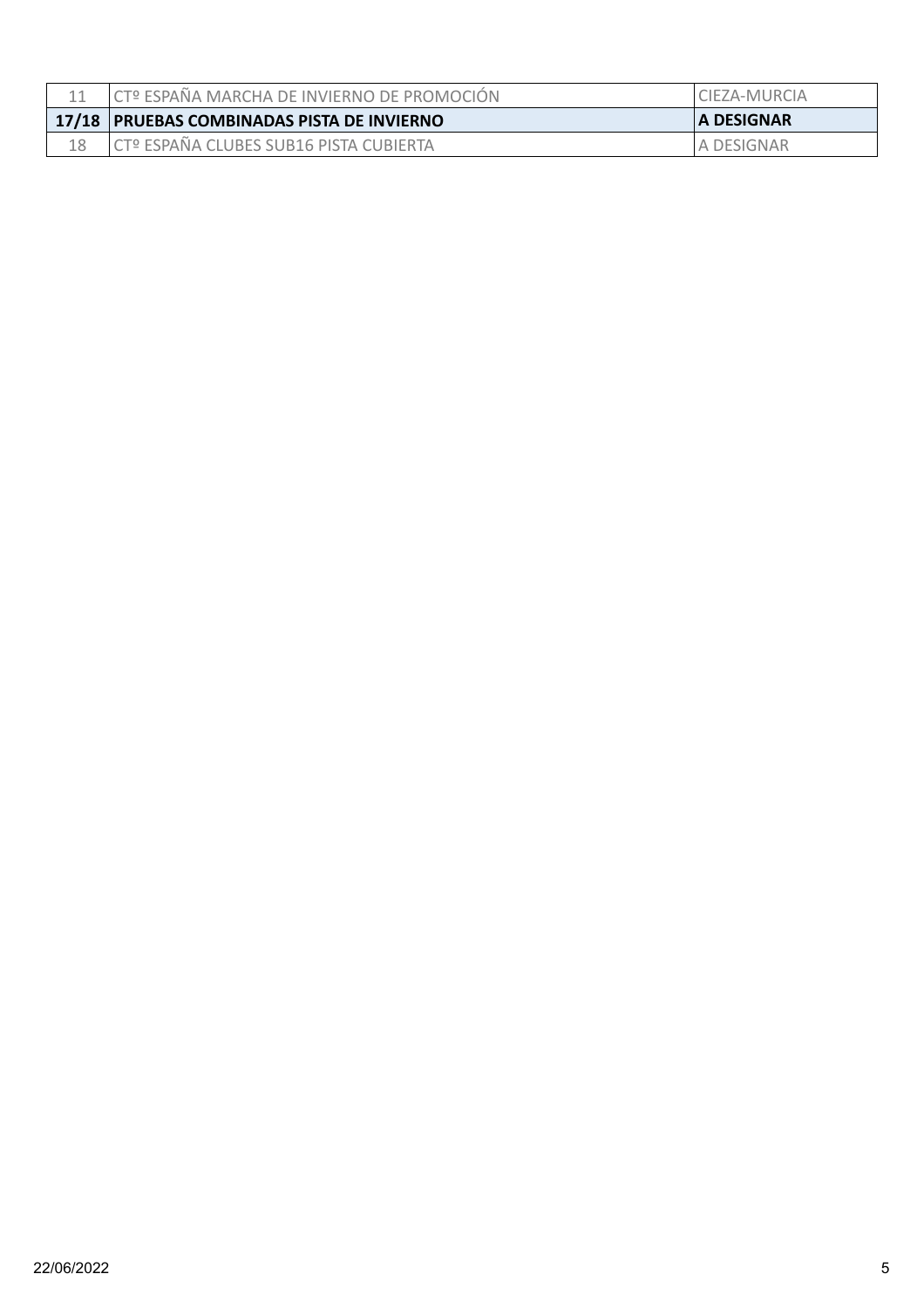| | | |
|---|---|---|
| 11 | CTº ESPAÑA MARCHA DE INVIERNO DE PROMOCIÓN | CIEZA-MURCIA |
| **17/18** | **PRUEBAS COMBINADAS PISTA DE INVIERNO** | **A DESIGNAR** |
| 18 | CTº ESPAÑA CLUBES SUB16 PISTA CUBIERTA | A DESIGNAR |

22/06/2022